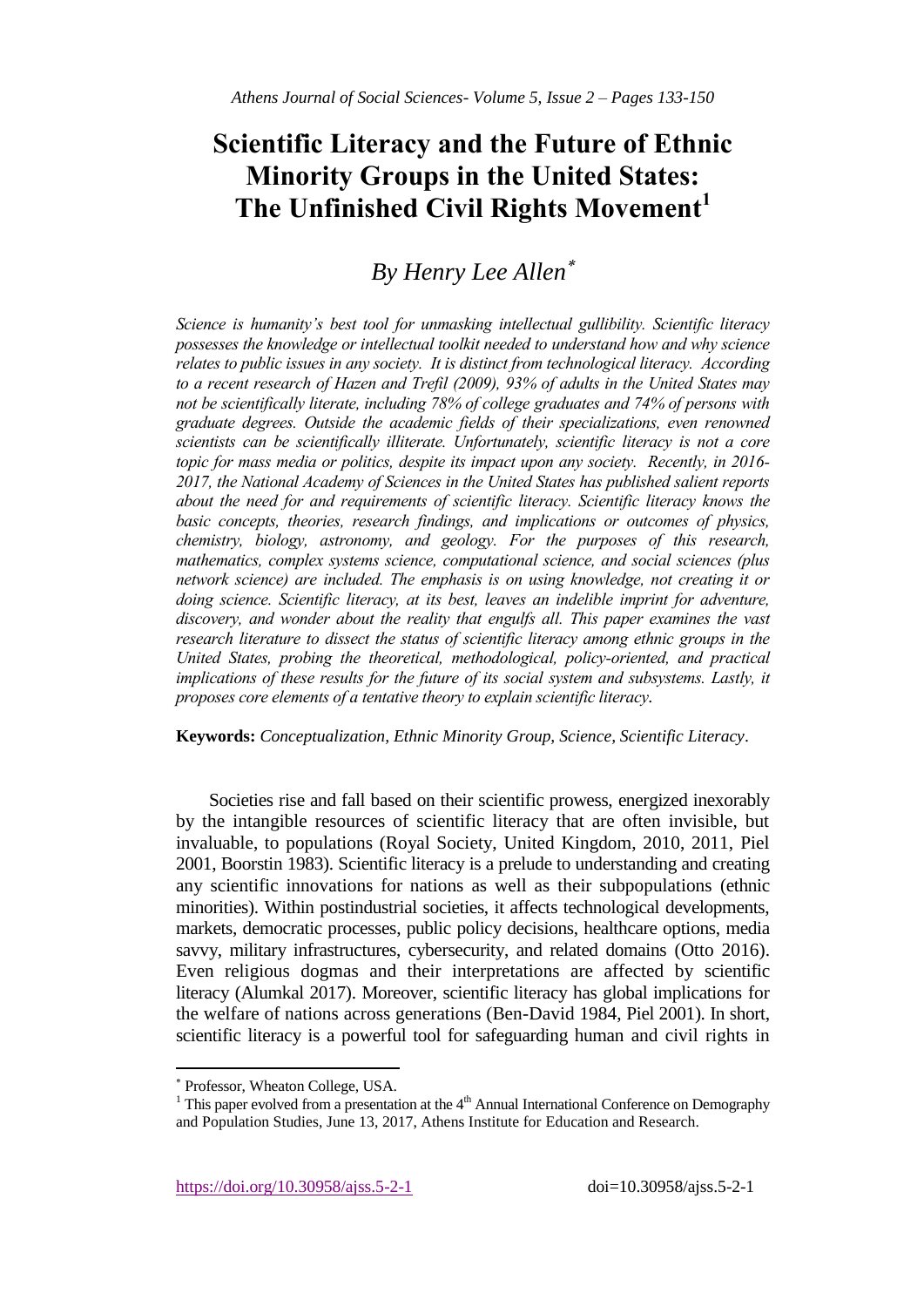# Scientific Literacy and the Future of Ethnic Minority Groups in the United States: The Unfinished Civil Rights Movement[1]

## *By Henry Lee Allen*[*]

*Science is humanity's best tool for unmasking intellectual gullibility. Scientific literacy possesses the knowledge or intellectual toolkit needed to understand how and why science relates to public issues in any society. It is distinct from technological literacy. According to a recent research of Hazen and Trefil (2009), 93% of adults in the United States may not be scientifically literate, including 78% of college graduates and 74% of persons with graduate degrees. Outside the academic fields of their specializations, even renowned scientists can be scientifically illiterate. Unfortunately, scientific literacy is not a core topic for mass media or politics, despite its impact upon any society. Recently, in 2016-2017, the National Academy of Sciences in the United States has published salient reports about the need for and requirements of scientific literacy. Scientific literacy knows the basic concepts, theories, research findings, and implications or outcomes of physics, chemistry, biology, astronomy, and geology. For the purposes of this research, mathematics, complex systems science, computational science, and social sciences (plus network science) are included. The emphasis is on using knowledge, not creating it or doing science. Scientific literacy, at its best, leaves an indelible imprint for adventure, discovery, and wonder about the reality that engulfs all. This paper examines the vast research literature to dissect the status of scientific literacy among ethnic groups in the United States, probing the theoretical, methodological, policy-oriented, and practical implications of these results for the future of its social system and subsystems. Lastly, it proposes core elements of a tentative theory to explain scientific literacy.*

**Keywords:** *Conceptualization, Ethnic Minority Group, Science, Scientific Literacy*.

Societies rise and fall based on their scientific prowess, energized inexorably by the intangible resources of scientific literacy that are often invisible, but invaluable, to populations (Royal Society, United Kingdom, 2010, 2011, Piel 2001, Boorstin 1983). Scientific literacy is a prelude to understanding and creating any scientific innovations for nations as well as their subpopulations (ethnic minorities). Within postindustrial societies, it affects technological developments, markets, democratic processes, public policy decisions, healthcare options, media savvy, military infrastructures, cybersecurity, and related domains (Otto 2016). Even religious dogmas and their interpretations are affected by scientific literacy (Alumkal 2017). Moreover, scientific literacy has global implications for the welfare of nations across generations (Ben-David 1984, Piel 2001). In short, scientific literacy is a powerful tool for safeguarding human and civil rights in

---

[*] Professor, Wheaton College, USA.

[1] This paper evolved from a presentation at the 4th Annual International Conference on Demography and Population Studies, June 13, 2017, Athens Institute for Education and Research.

https://doi.org/10.30958/ajss.5-2-1 doi=10.30958/ajss.5-2-1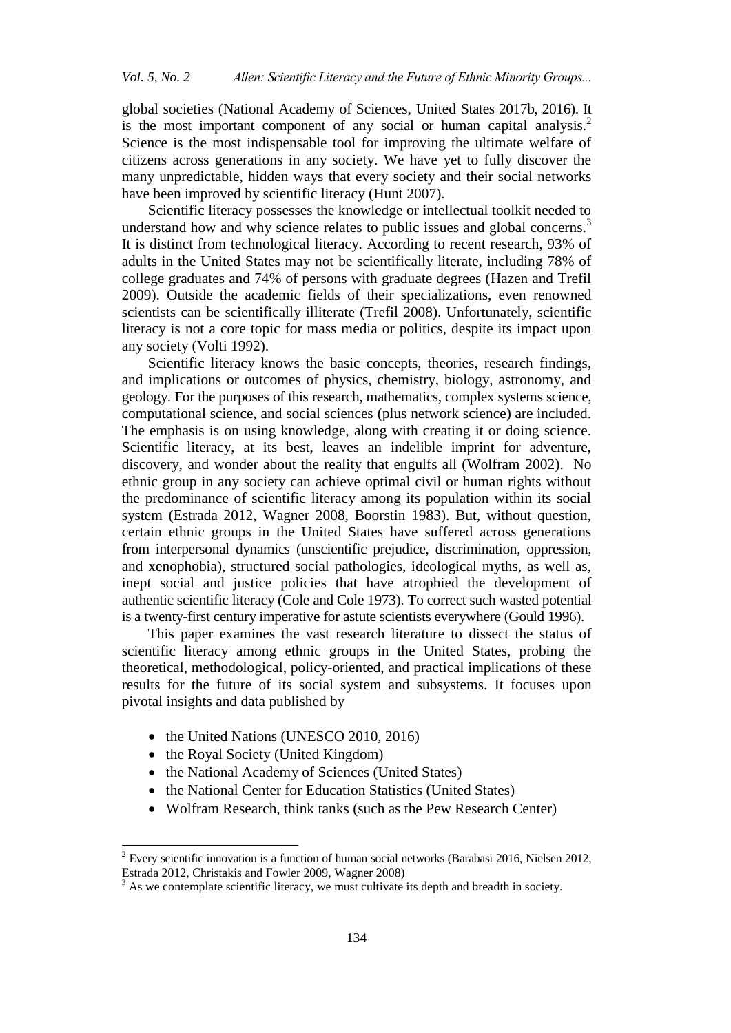global societies (National Academy of Sciences, United States 2017b, 2016). It is the most important component of any social or human capital analysis.[2] Science is the most indispensable tool for improving the ultimate welfare of citizens across generations in any society. We have yet to fully discover the many unpredictable, hidden ways that every society and their social networks have been improved by scientific literacy (Hunt 2007).

Scientific literacy possesses the knowledge or intellectual toolkit needed to understand how and why science relates to public issues and global concerns.[3] It is distinct from technological literacy. According to recent research, 93% of adults in the United States may not be scientifically literate, including 78% of college graduates and 74% of persons with graduate degrees (Hazen and Trefil 2009). Outside the academic fields of their specializations, even renowned scientists can be scientifically illiterate (Trefil 2008). Unfortunately, scientific literacy is not a core topic for mass media or politics, despite its impact upon any society (Volti 1992).

Scientific literacy knows the basic concepts, theories, research findings, and implications or outcomes of physics, chemistry, biology, astronomy, and geology. For the purposes of this research, mathematics, complex systems science, computational science, and social sciences (plus network science) are included. The emphasis is on using knowledge, along with creating it or doing science. Scientific literacy, at its best, leaves an indelible imprint for adventure, discovery, and wonder about the reality that engulfs all (Wolfram 2002). No ethnic group in any society can achieve optimal civil or human rights without the predominance of scientific literacy among its population within its social system (Estrada 2012, Wagner 2008, Boorstin 1983). But, without question, certain ethnic groups in the United States have suffered across generations from interpersonal dynamics (unscientific prejudice, discrimination, oppression, and xenophobia), structured social pathologies, ideological myths, as well as, inept social and justice policies that have atrophied the development of authentic scientific literacy (Cole and Cole 1973). To correct such wasted potential is a twenty-first century imperative for astute scientists everywhere (Gould 1996).

This paper examines the vast research literature to dissect the status of scientific literacy among ethnic groups in the United States, probing the theoretical, methodological, policy-oriented, and practical implications of these results for the future of its social system and subsystems. It focuses upon pivotal insights and data published by

- the United Nations (UNESCO 2010, 2016)
- the Royal Society (United Kingdom)
- the National Academy of Sciences (United States)
- the National Center for Education Statistics (United States)
- Wolfram Research, think tanks (such as the Pew Research Center)

---

[2] Every scientific innovation is a function of human social networks (Barabasi 2016, Nielsen 2012, Estrada 2012, Christakis and Fowler 2009, Wagner 2008)

[3] As we contemplate scientific literacy, we must cultivate its depth and breadth in society.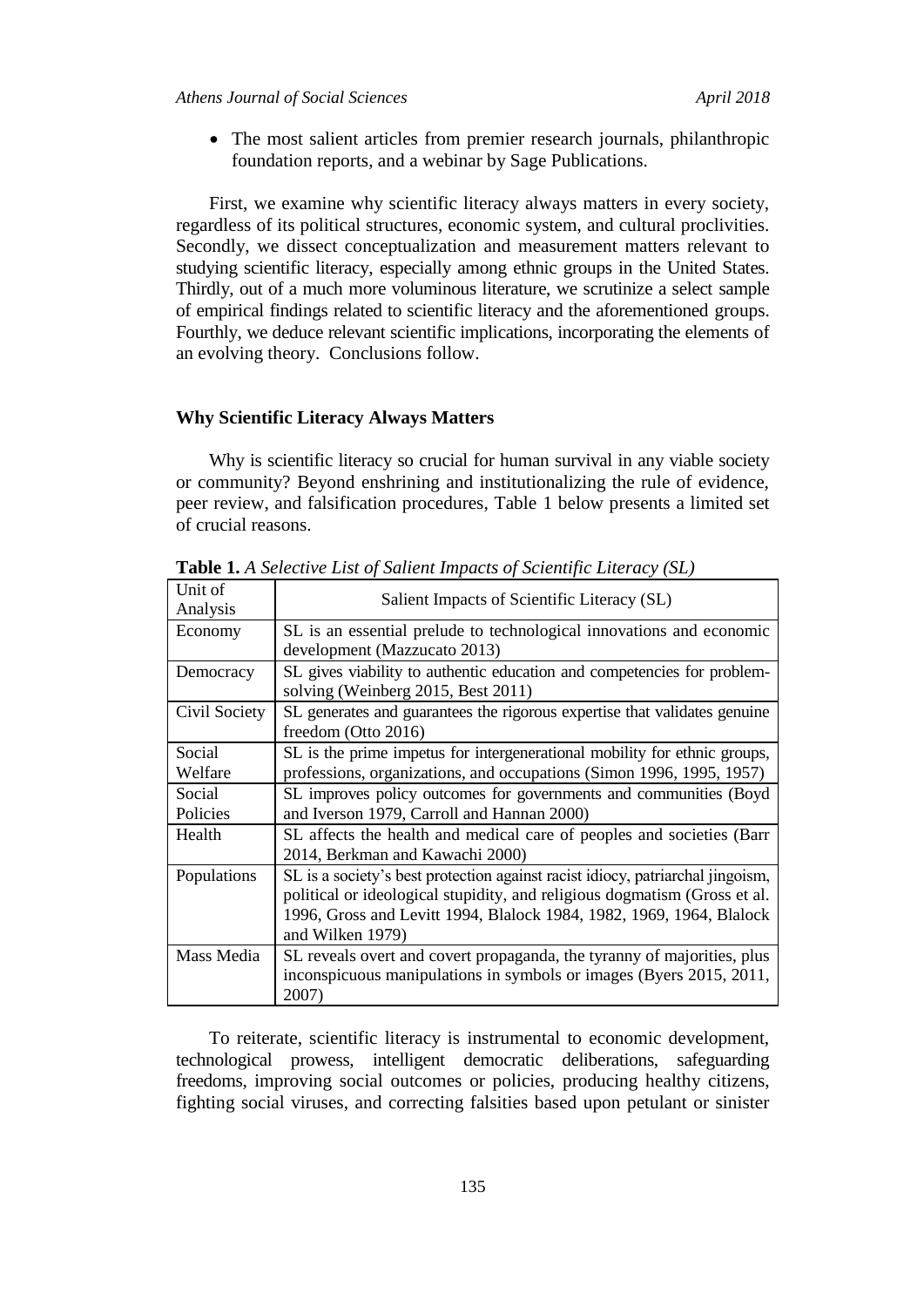- The most salient articles from premier research journals, philanthropic foundation reports, and a webinar by Sage Publications.

First, we examine why scientific literacy always matters in every society, regardless of its political structures, economic system, and cultural proclivities. Secondly, we dissect conceptualization and measurement matters relevant to studying scientific literacy, especially among ethnic groups in the United States. Thirdly, out of a much more voluminous literature, we scrutinize a select sample of empirical findings related to scientific literacy and the aforementioned groups. Fourthly, we deduce relevant scientific implications, incorporating the elements of an evolving theory. Conclusions follow.

## Why Scientific Literacy Always Matters

Why is scientific literacy so crucial for human survival in any viable society or community? Beyond enshrining and institutionalizing the rule of evidence, peer review, and falsification procedures, Table 1 below presents a limited set of crucial reasons.

**Table 1.** *A Selective List of Salient Impacts of Scientific Literacy (SL)*

| Unit of Analysis | Salient Impacts of Scientific Literacy (SL) |
|---|---|
| Economy | SL is an essential prelude to technological innovations and economic development (Mazzucato 2013) |
| Democracy | SL gives viability to authentic education and competencies for problem-solving (Weinberg 2015, Best 2011) |
| Civil Society | SL generates and guarantees the rigorous expertise that validates genuine freedom (Otto 2016) |
| Social Welfare | SL is the prime impetus for intergenerational mobility for ethnic groups, professions, organizations, and occupations (Simon 1996, 1995, 1957) |
| Social Policies | SL improves policy outcomes for governments and communities (Boyd and Iverson 1979, Carroll and Hannan 2000) |
| Health | SL affects the health and medical care of peoples and societies (Barr 2014, Berkman and Kawachi 2000) |
| Populations | SL is a society's best protection against racist idiocy, patriarchal jingoism, political or ideological stupidity, and religious dogmatism (Gross et al. 1996, Gross and Levitt 1994, Blalock 1984, 1982, 1969, 1964, Blalock and Wilken 1979) |
| Mass Media | SL reveals overt and covert propaganda, the tyranny of majorities, plus inconspicuous manipulations in symbols or images (Byers 2015, 2011, 2007) |

To reiterate, scientific literacy is instrumental to economic development, technological prowess, intelligent democratic deliberations, safeguarding freedoms, improving social outcomes or policies, producing healthy citizens, fighting social viruses, and correcting falsities based upon petulant or sinister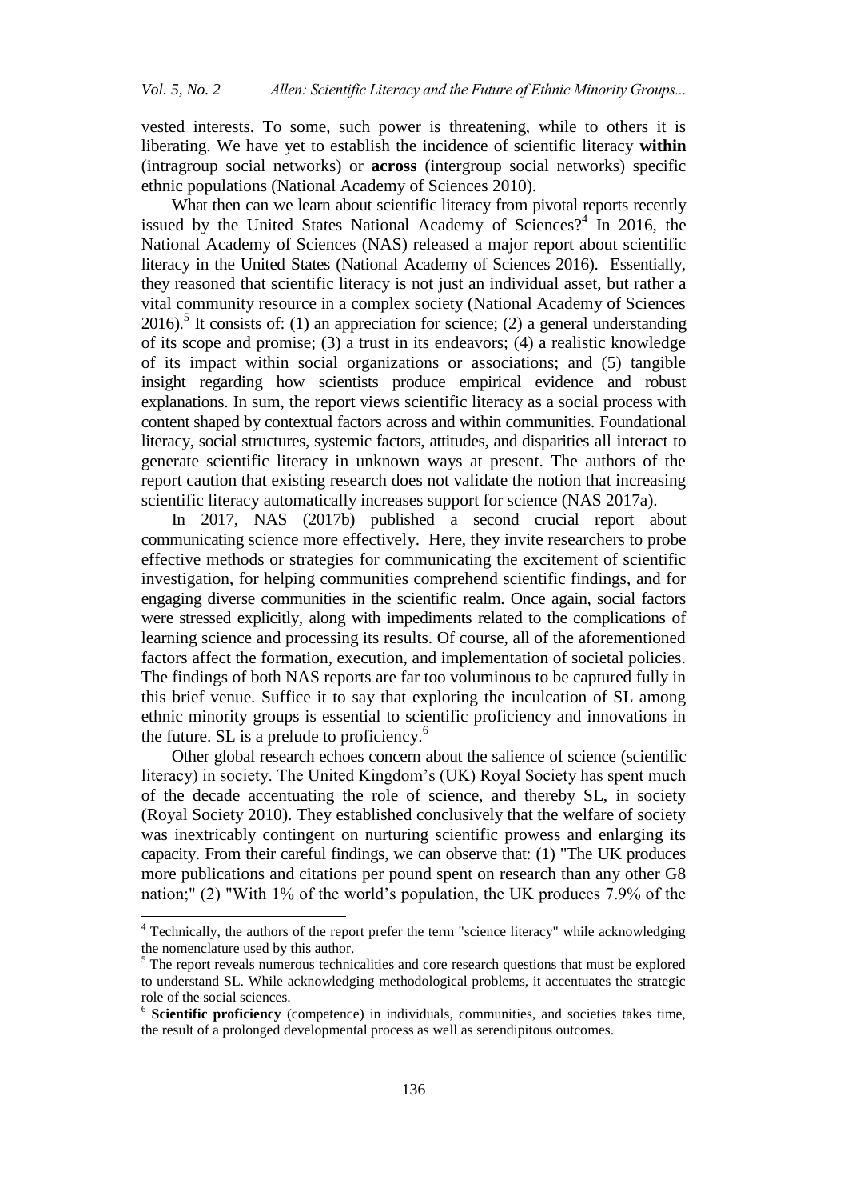vested interests. To some, such power is threatening, while to others it is liberating. We have yet to establish the incidence of scientific literacy **within** (intragroup social networks) or **across** (intergroup social networks) specific ethnic populations (National Academy of Sciences 2010).

What then can we learn about scientific literacy from pivotal reports recently issued by the United States National Academy of Sciences?[4] In 2016, the National Academy of Sciences (NAS) released a major report about scientific literacy in the United States (National Academy of Sciences 2016). Essentially, they reasoned that scientific literacy is not just an individual asset, but rather a vital community resource in a complex society (National Academy of Sciences 2016).[5] It consists of: (1) an appreciation for science; (2) a general understanding of its scope and promise; (3) a trust in its endeavors; (4) a realistic knowledge of its impact within social organizations or associations; and (5) tangible insight regarding how scientists produce empirical evidence and robust explanations. In sum, the report views scientific literacy as a social process with content shaped by contextual factors across and within communities. Foundational literacy, social structures, systemic factors, attitudes, and disparities all interact to generate scientific literacy in unknown ways at present. The authors of the report caution that existing research does not validate the notion that increasing scientific literacy automatically increases support for science (NAS 2017a).

In 2017, NAS (2017b) published a second crucial report about communicating science more effectively. Here, they invite researchers to probe effective methods or strategies for communicating the excitement of scientific investigation, for helping communities comprehend scientific findings, and for engaging diverse communities in the scientific realm. Once again, social factors were stressed explicitly, along with impediments related to the complications of learning science and processing its results. Of course, all of the aforementioned factors affect the formation, execution, and implementation of societal policies. The findings of both NAS reports are far too voluminous to be captured fully in this brief venue. Suffice it to say that exploring the inculcation of SL among ethnic minority groups is essential to scientific proficiency and innovations in the future. SL is a prelude to proficiency.[6]

Other global research echoes concern about the salience of science (scientific literacy) in society. The United Kingdom's (UK) Royal Society has spent much of the decade accentuating the role of science, and thereby SL, in society (Royal Society 2010). They established conclusively that the welfare of society was inextricably contingent on nurturing scientific prowess and enlarging its capacity. From their careful findings, we can observe that: (1) "The UK produces more publications and citations per pound spent on research than any other G8 nation;" (2) "With 1% of the world's population, the UK produces 7.9% of the

---

[4] Technically, the authors of the report prefer the term "science literacy" while acknowledging the nomenclature used by this author.

[5] The report reveals numerous technicalities and core research questions that must be explored to understand SL. While acknowledging methodological problems, it accentuates the strategic role of the social sciences.

[6] **Scientific proficiency** (competence) in individuals, communities, and societies takes time, the result of a prolonged developmental process as well as serendipitous outcomes.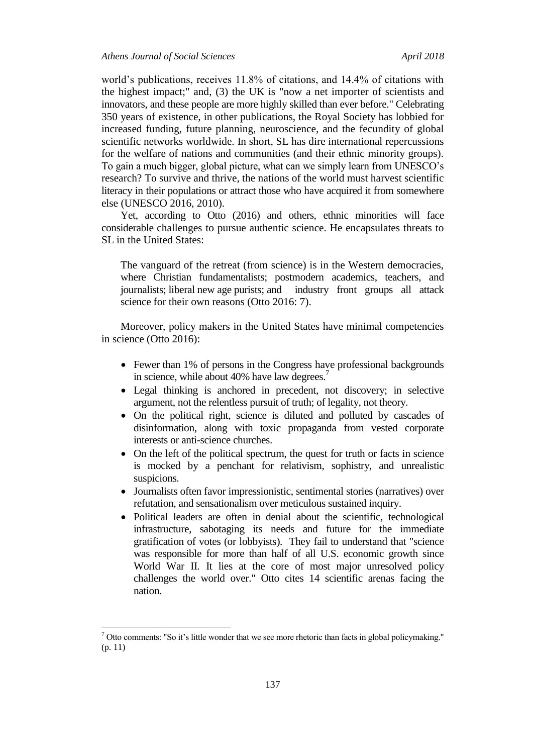world's publications, receives 11.8% of citations, and 14.4% of citations with the highest impact;" and, (3) the UK is "now a net importer of scientists and innovators, and these people are more highly skilled than ever before." Celebrating 350 years of existence, in other publications, the Royal Society has lobbied for increased funding, future planning, neuroscience, and the fecundity of global scientific networks worldwide. In short, SL has dire international repercussions for the welfare of nations and communities (and their ethnic minority groups). To gain a much bigger, global picture, what can we simply learn from UNESCO's research? To survive and thrive, the nations of the world must harvest scientific literacy in their populations or attract those who have acquired it from somewhere else (UNESCO 2016, 2010).

Yet, according to Otto (2016) and others, ethnic minorities will face considerable challenges to pursue authentic science. He encapsulates threats to SL in the United States:

> The vanguard of the retreat (from science) is in the Western democracies, where Christian fundamentalists; postmodern academics, teachers, and journalists; liberal new age purists; and industry front groups all attack science for their own reasons (Otto 2016: 7).

Moreover, policy makers in the United States have minimal competencies in science (Otto 2016):

- Fewer than 1% of persons in the Congress have professional backgrounds in science, while about 40% have law degrees.[7]
- Legal thinking is anchored in precedent, not discovery; in selective argument, not the relentless pursuit of truth; of legality, not theory.
- On the political right, science is diluted and polluted by cascades of disinformation, along with toxic propaganda from vested corporate interests or anti-science churches.
- On the left of the political spectrum, the quest for truth or facts in science is mocked by a penchant for relativism, sophistry, and unrealistic suspicions.
- Journalists often favor impressionistic, sentimental stories (narratives) over refutation, and sensationalism over meticulous sustained inquiry.
- Political leaders are often in denial about the scientific, technological infrastructure, sabotaging its needs and future for the immediate gratification of votes (or lobbyists). They fail to understand that "science was responsible for more than half of all U.S. economic growth since World War II. It lies at the core of most major unresolved policy challenges the world over." Otto cites 14 scientific arenas facing the nation.

[7] Otto comments: "So it's little wonder that we see more rhetoric than facts in global policymaking." (p. 11)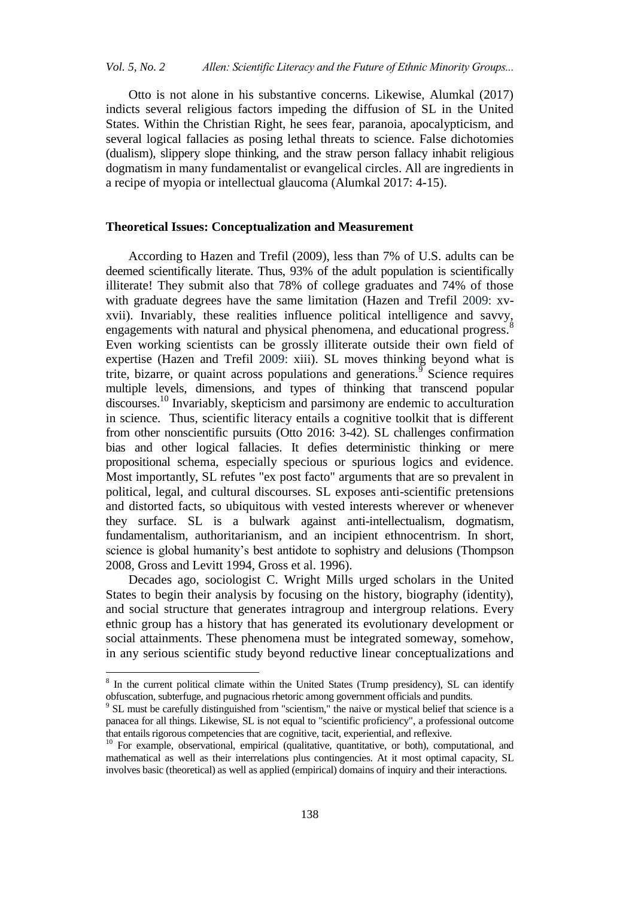Otto is not alone in his substantive concerns. Likewise, Alumkal (2017) indicts several religious factors impeding the diffusion of SL in the United States. Within the Christian Right, he sees fear, paranoia, apocalypticism, and several logical fallacies as posing lethal threats to science. False dichotomies (dualism), slippery slope thinking, and the straw person fallacy inhabit religious dogmatism in many fundamentalist or evangelical circles. All are ingredients in a recipe of myopia or intellectual glaucoma (Alumkal 2017: 4-15).

## Theoretical Issues: Conceptualization and Measurement

According to Hazen and Trefil (2009), less than 7% of U.S. adults can be deemed scientifically literate. Thus, 93% of the adult population is scientifically illiterate! They submit also that 78% of college graduates and 74% of those with graduate degrees have the same limitation (Hazen and Trefil 2009: xv-xvii). Invariably, these realities influence political intelligence and savvy, engagements with natural and physical phenomena, and educational progress.[8] Even working scientists can be grossly illiterate outside their own field of expertise (Hazen and Trefil 2009: xiii). SL moves thinking beyond what is trite, bizarre, or quaint across populations and generations.[9] Science requires multiple levels, dimensions, and types of thinking that transcend popular discourses.[10] Invariably, skepticism and parsimony are endemic to acculturation in science. Thus, scientific literacy entails a cognitive toolkit that is different from other nonscientific pursuits (Otto 2016: 3-42). SL challenges confirmation bias and other logical fallacies. It defies deterministic thinking or mere propositional schema, especially specious or spurious logics and evidence. Most importantly, SL refutes "ex post facto" arguments that are so prevalent in political, legal, and cultural discourses. SL exposes anti-scientific pretensions and distorted facts, so ubiquitous with vested interests wherever or whenever they surface. SL is a bulwark against anti-intellectualism, dogmatism, fundamentalism, authoritarianism, and an incipient ethnocentrism. In short, science is global humanity's best antidote to sophistry and delusions (Thompson 2008, Gross and Levitt 1994, Gross et al. 1996).

Decades ago, sociologist C. Wright Mills urged scholars in the United States to begin their analysis by focusing on the history, biography (identity), and social structure that generates intragroup and intergroup relations. Every ethnic group has a history that has generated its evolutionary development or social attainments. These phenomena must be integrated someway, somehow, in any serious scientific study beyond reductive linear conceptualizations and

---

[8] In the current political climate within the United States (Trump presidency), SL can identify obfuscation, subterfuge, and pugnacious rhetoric among government officials and pundits.

[9] SL must be carefully distinguished from "scientism," the naive or mystical belief that science is a panacea for all things. Likewise, SL is not equal to "scientific proficiency", a professional outcome that entails rigorous competencies that are cognitive, tacit, experiential, and reflexive.

[10] For example, observational, empirical (qualitative, quantitative, or both), computational, and mathematical as well as their interrelations plus contingencies. At it most optimal capacity, SL involves basic (theoretical) as well as applied (empirical) domains of inquiry and their interactions.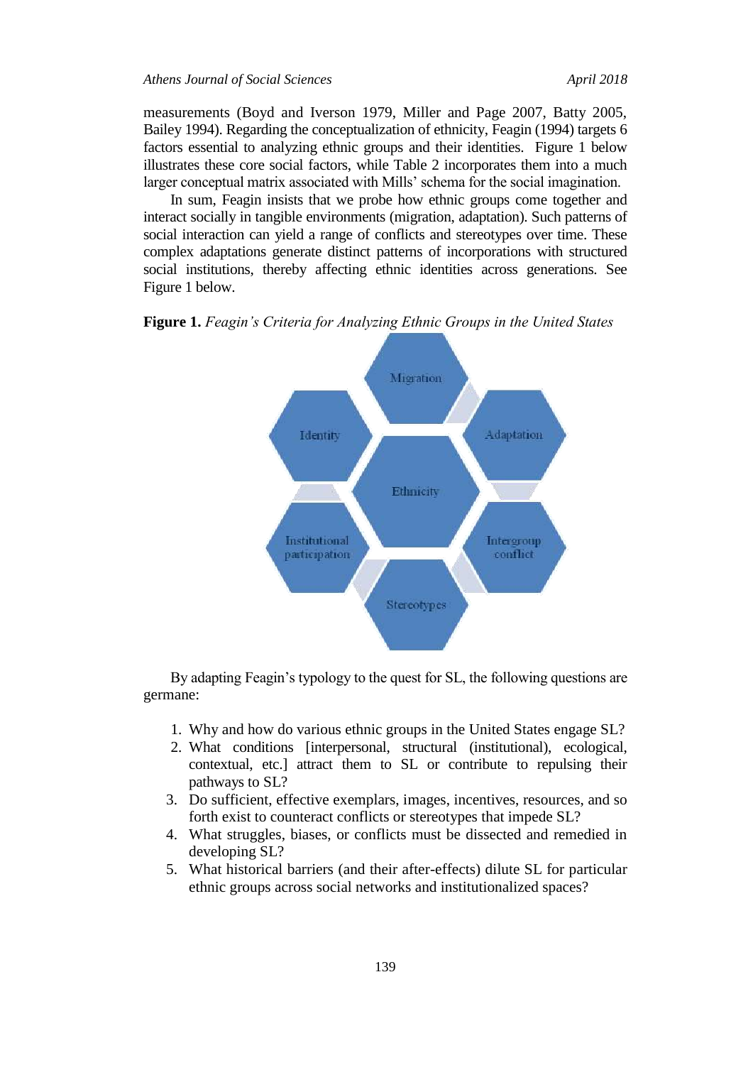measurements (Boyd and Iverson 1979, Miller and Page 2007, Batty 2005, Bailey 1994). Regarding the conceptualization of ethnicity, Feagin (1994) targets 6 factors essential to analyzing ethnic groups and their identities. Figure 1 below illustrates these core social factors, while Table 2 incorporates them into a much larger conceptual matrix associated with Mills' schema for the social imagination.

In sum, Feagin insists that we probe how ethnic groups come together and interact socially in tangible environments (migration, adaptation). Such patterns of social interaction can yield a range of conflicts and stereotypes over time. These complex adaptations generate distinct patterns of incorporations with structured social institutions, thereby affecting ethnic identities across generations. See Figure 1 below.

**Figure 1.** *Feagin's Criteria for Analyzing Ethnic Groups in the United States*

Migration

Identity

Adaptation

Ethnicity

Institutional participation

Intergroup conflict

Stereotypes

By adapting Feagin's typology to the quest for SL, the following questions are germane:

1. Why and how do various ethnic groups in the United States engage SL?
2. What conditions [interpersonal, structural (institutional), ecological, contextual, etc.] attract them to SL or contribute to repulsing their pathways to SL?
3. Do sufficient, effective exemplars, images, incentives, resources, and so forth exist to counteract conflicts or stereotypes that impede SL?
4. What struggles, biases, or conflicts must be dissected and remedied in developing SL?
5. What historical barriers (and their after-effects) dilute SL for particular ethnic groups across social networks and institutionalized spaces?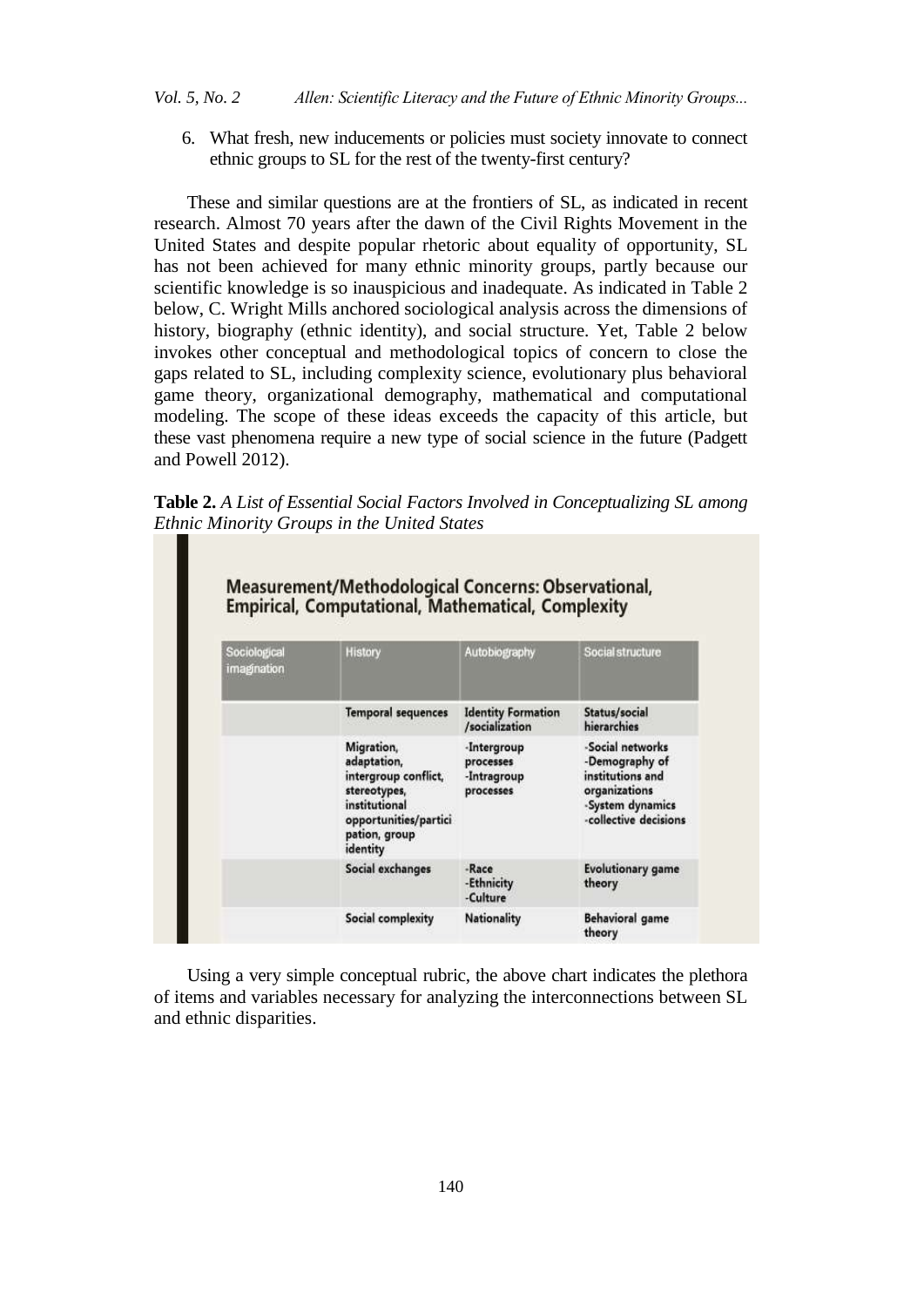6. What fresh, new inducements or policies must society innovate to connect ethnic groups to SL for the rest of the twenty-first century?

These and similar questions are at the frontiers of SL, as indicated in recent research. Almost 70 years after the dawn of the Civil Rights Movement in the United States and despite popular rhetoric about equality of opportunity, SL has not been achieved for many ethnic minority groups, partly because our scientific knowledge is so inauspicious and inadequate. As indicated in Table 2 below, C. Wright Mills anchored sociological analysis across the dimensions of history, biography (ethnic identity), and social structure. Yet, Table 2 below invokes other conceptual and methodological topics of concern to close the gaps related to SL, including complexity science, evolutionary plus behavioral game theory, organizational demography, mathematical and computational modeling. The scope of these ideas exceeds the capacity of this article, but these vast phenomena require a new type of social science in the future (Padgett and Powell 2012).

**Table 2.** *A List of Essential Social Factors Involved in Conceptualizing SL among Ethnic Minority Groups in the United States*

**Measurement/Methodological Concerns: Observational, Empirical, Computational, Mathematical, Complexity**

| Sociological imagination | History | Autobiography | Social structure |
|---|---|---|---|
| | **Temporal sequences** | **Identity Formation /socialization** | **Status/social hierarchies** |
| | Migration, adaptation, intergroup conflict, stereotypes, institutional opportunities/participation, group identity | -Intergroup processes -Intragroup processes | -Social networks -Demography of institutions and organizations -System dynamics -collective decisions |
| | **Social exchanges** | **-Race -Ethnicity -Culture** | **Evolutionary game theory** |
| | **Social complexity** | **Nationality** | **Behavioral game theory** |

Using a very simple conceptual rubric, the above chart indicates the plethora of items and variables necessary for analyzing the interconnections between SL and ethnic disparities.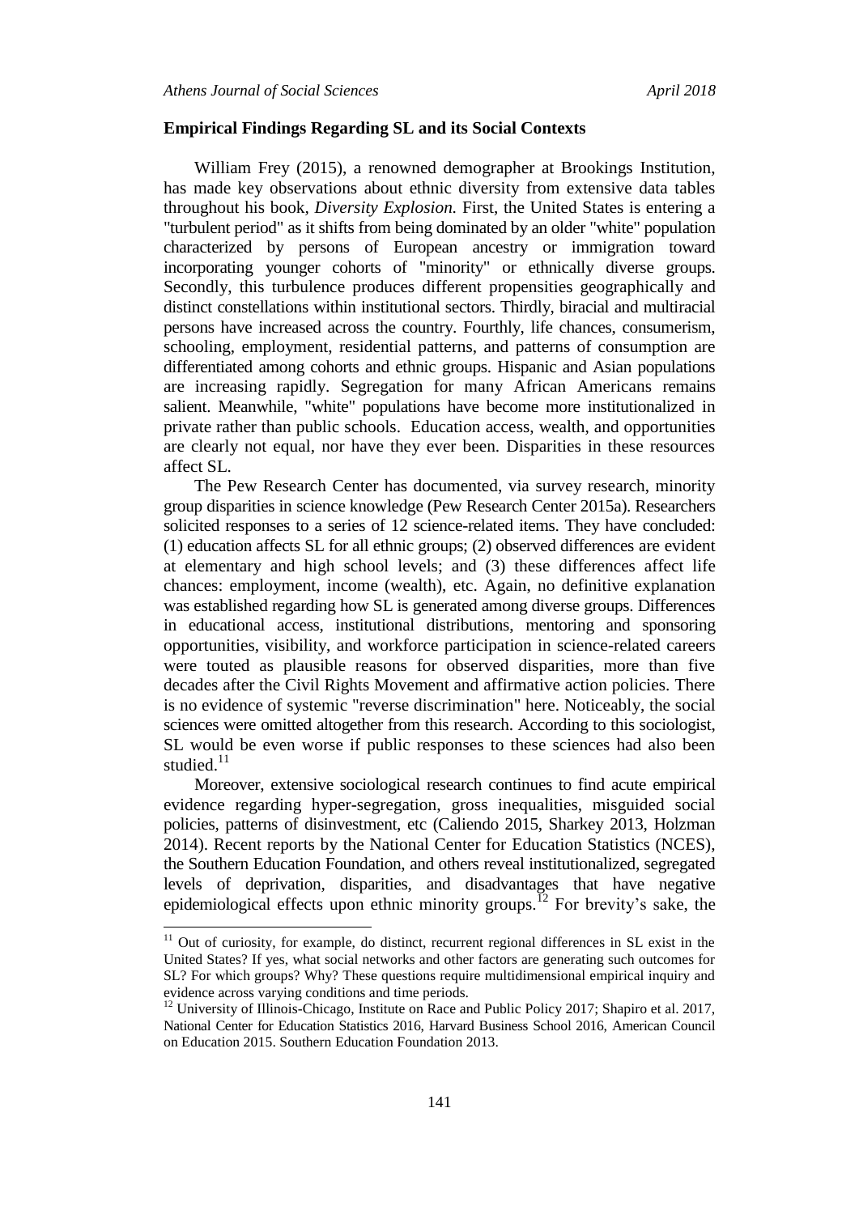**Empirical Findings Regarding SL and its Social Contexts**

William Frey (2015), a renowned demographer at Brookings Institution, has made key observations about ethnic diversity from extensive data tables throughout his book, *Diversity Explosion.* First, the United States is entering a "turbulent period" as it shifts from being dominated by an older "white" population characterized by persons of European ancestry or immigration toward incorporating younger cohorts of "minority" or ethnically diverse groups. Secondly, this turbulence produces different propensities geographically and distinct constellations within institutional sectors. Thirdly, biracial and multiracial persons have increased across the country. Fourthly, life chances, consumerism, schooling, employment, residential patterns, and patterns of consumption are differentiated among cohorts and ethnic groups. Hispanic and Asian populations are increasing rapidly. Segregation for many African Americans remains salient. Meanwhile, "white" populations have become more institutionalized in private rather than public schools. Education access, wealth, and opportunities are clearly not equal, nor have they ever been. Disparities in these resources affect SL.

The Pew Research Center has documented, via survey research, minority group disparities in science knowledge (Pew Research Center 2015a). Researchers solicited responses to a series of 12 science-related items. They have concluded: (1) education affects SL for all ethnic groups; (2) observed differences are evident at elementary and high school levels; and (3) these differences affect life chances: employment, income (wealth), etc. Again, no definitive explanation was established regarding how SL is generated among diverse groups. Differences in educational access, institutional distributions, mentoring and sponsoring opportunities, visibility, and workforce participation in science-related careers were touted as plausible reasons for observed disparities, more than five decades after the Civil Rights Movement and affirmative action policies. There is no evidence of systemic "reverse discrimination" here. Noticeably, the social sciences were omitted altogether from this research. According to this sociologist, SL would be even worse if public responses to these sciences had also been studied.[11]

Moreover, extensive sociological research continues to find acute empirical evidence regarding hyper-segregation, gross inequalities, misguided social policies, patterns of disinvestment, etc (Caliendo 2015, Sharkey 2013, Holzman 2014). Recent reports by the National Center for Education Statistics (NCES), the Southern Education Foundation, and others reveal institutionalized, segregated levels of deprivation, disparities, and disadvantages that have negative epidemiological effects upon ethnic minority groups.[12] For brevity's sake, the

---

[11] Out of curiosity, for example, do distinct, recurrent regional differences in SL exist in the United States? If yes, what social networks and other factors are generating such outcomes for SL? For which groups? Why? These questions require multidimensional empirical inquiry and evidence across varying conditions and time periods.

[12] University of Illinois-Chicago, Institute on Race and Public Policy 2017; Shapiro et al. 2017, National Center for Education Statistics 2016, Harvard Business School 2016, American Council on Education 2015. Southern Education Foundation 2013.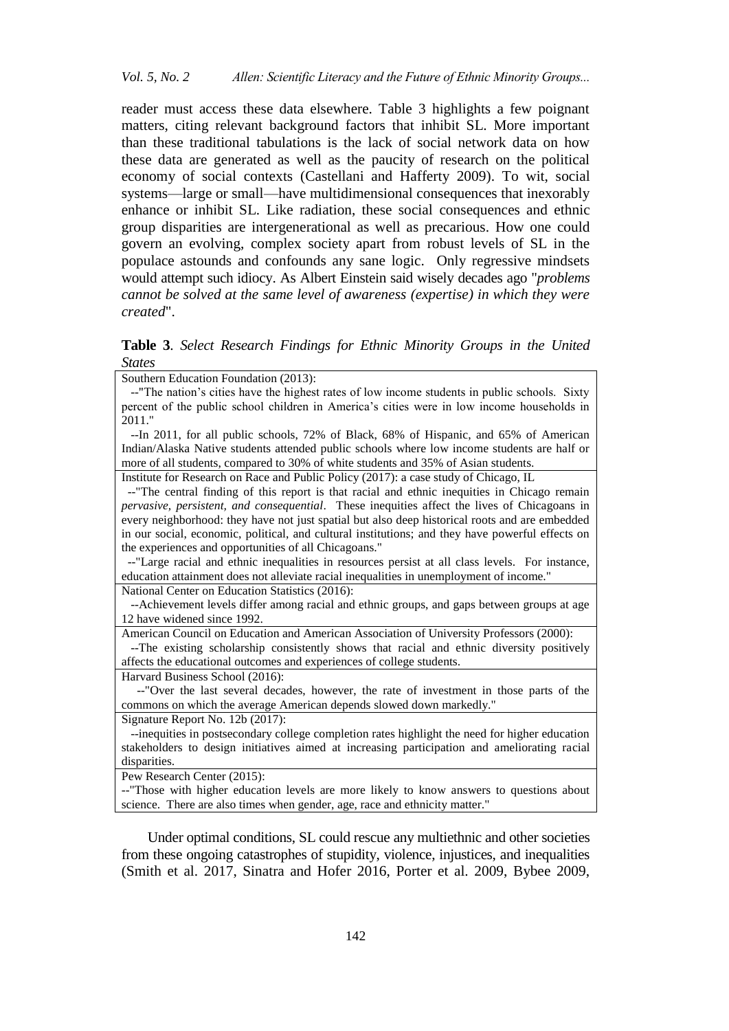reader must access these data elsewhere. Table 3 highlights a few poignant matters, citing relevant background factors that inhibit SL. More important than these traditional tabulations is the lack of social network data on how these data are generated as well as the paucity of research on the political economy of social contexts (Castellani and Hafferty 2009). To wit, social systems—large or small—have multidimensional consequences that inexorably enhance or inhibit SL. Like radiation, these social consequences and ethnic group disparities are intergenerational as well as precarious. How one could govern an evolving, complex society apart from robust levels of SL in the populace astounds and confounds any sane logic. Only regressive mindsets would attempt such idiocy. As Albert Einstein said wisely decades ago "*problems cannot be solved at the same level of awareness (expertise) in which they were created*".

**Table 3**. *Select Research Findings for Ethnic Minority Groups in the United States*

| |
|---|
| Southern Education Foundation (2013):<br>--"The nation's cities have the highest rates of low income students in public schools. Sixty percent of the public school children in America's cities were in low income households in 2011."<br>--In 2011, for all public schools, 72% of Black, 68% of Hispanic, and 65% of American Indian/Alaska Native students attended public schools where low income students are half or more of all students, compared to 30% of white students and 35% of Asian students. |
| Institute for Research on Race and Public Policy (2017): a case study of Chicago, IL<br>--"The central finding of this report is that racial and ethnic inequities in Chicago remain *pervasive, persistent, and consequential*. These inequities affect the lives of Chicagoans in every neighborhood: they have not just spatial but also deep historical roots and are embedded in our social, economic, political, and cultural institutions; and they have powerful effects on the experiences and opportunities of all Chicagoans."<br>--"Large racial and ethnic inequities in resources persist at all class levels. For instance, education attainment does not alleviate racial inequalities in unemployment of income." |
| National Center on Education Statistics (2016):<br>--Achievement levels differ among racial and ethnic groups, and gaps between groups at age 12 have widened since 1992. |
| American Council on Education and American Association of University Professors (2000):<br>--The existing scholarship consistently shows that racial and ethnic diversity positively affects the educational outcomes and experiences of college students. |
| Harvard Business School (2016):<br>--"Over the last several decades, however, the rate of investment in those parts of the commons on which the average American depends slowed down markedly." |
| Signature Report No. 12b (2017):<br>--inequities in postsecondary college completion rates highlight the need for higher education stakeholders to design initiatives aimed at increasing participation and ameliorating racial disparities. |
| Pew Research Center (2015):<br>--"Those with higher education levels are more likely to know answers to questions about science. There are also times when gender, age, race and ethnicity matter." |

Under optimal conditions, SL could rescue any multiethnic and other societies from these ongoing catastrophes of stupidity, violence, injustices, and inequalities (Smith et al. 2017, Sinatra and Hofer 2016, Porter et al. 2009, Bybee 2009,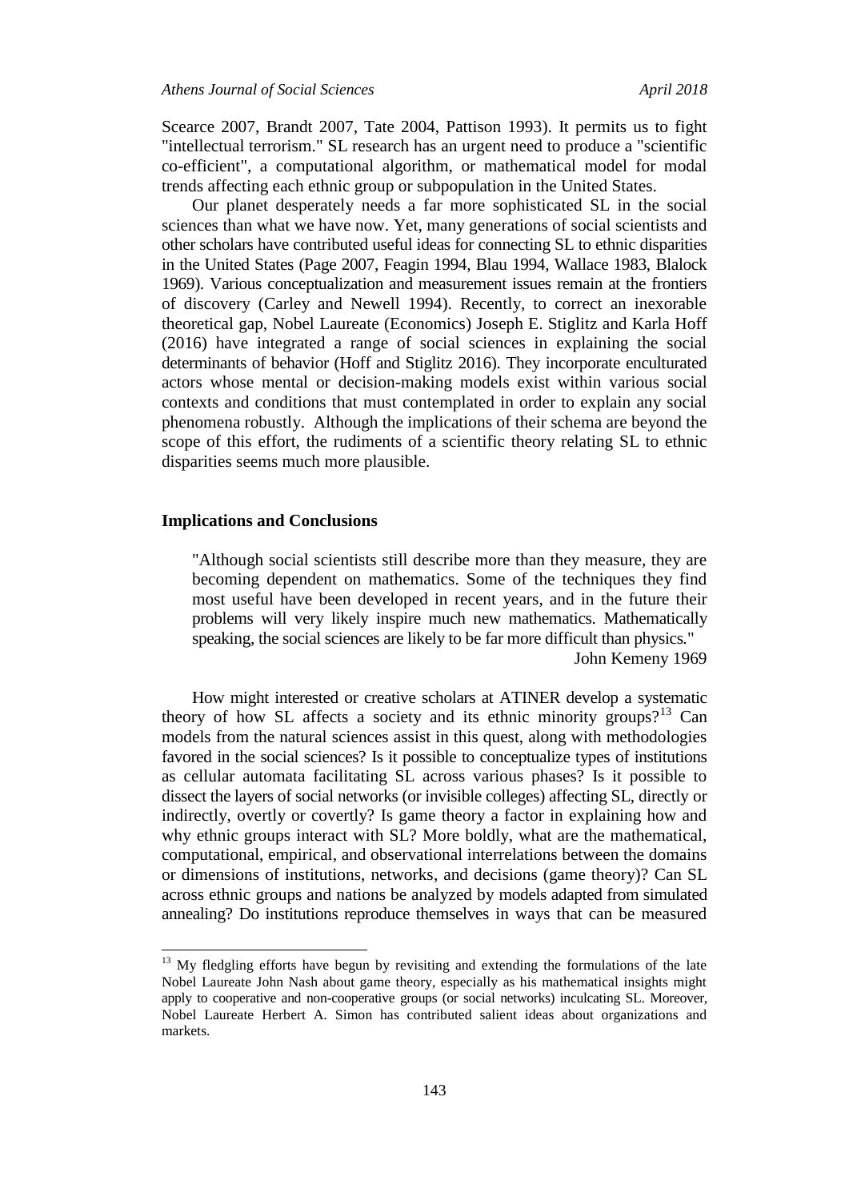Scearce 2007, Brandt 2007, Tate 2004, Pattison 1993). It permits us to fight "intellectual terrorism." SL research has an urgent need to produce a "scientific co-efficient", a computational algorithm, or mathematical model for modal trends affecting each ethnic group or subpopulation in the United States.

Our planet desperately needs a far more sophisticated SL in the social sciences than what we have now. Yet, many generations of social scientists and other scholars have contributed useful ideas for connecting SL to ethnic disparities in the United States (Page 2007, Feagin 1994, Blau 1994, Wallace 1983, Blalock 1969). Various conceptualization and measurement issues remain at the frontiers of discovery (Carley and Newell 1994). Recently, to correct an inexorable theoretical gap, Nobel Laureate (Economics) Joseph E. Stiglitz and Karla Hoff (2016) have integrated a range of social sciences in explaining the social determinants of behavior (Hoff and Stiglitz 2016). They incorporate enculturated actors whose mental or decision-making models exist within various social contexts and conditions that must contemplated in order to explain any social phenomena robustly. Although the implications of their schema are beyond the scope of this effort, the rudiments of a scientific theory relating SL to ethnic disparities seems much more plausible.

## Implications and Conclusions

> "Although social scientists still describe more than they measure, they are becoming dependent on mathematics. Some of the techniques they find most useful have been developed in recent years, and in the future their problems will very likely inspire much new mathematics. Mathematically speaking, the social sciences are likely to be far more difficult than physics."
>
> John Kemeny 1969

How might interested or creative scholars at ATINER develop a systematic theory of how SL affects a society and its ethnic minority groups?[13] Can models from the natural sciences assist in this quest, along with methodologies favored in the social sciences? Is it possible to conceptualize types of institutions as cellular automata facilitating SL across various phases? Is it possible to dissect the layers of social networks (or invisible colleges) affecting SL, directly or indirectly, overtly or covertly? Is game theory a factor in explaining how and why ethnic groups interact with SL? More boldly, what are the mathematical, computational, empirical, and observational interrelations between the domains or dimensions of institutions, networks, and decisions (game theory)? Can SL across ethnic groups and nations be analyzed by models adapted from simulated annealing? Do institutions reproduce themselves in ways that can be measured

[13] My fledgling efforts have begun by revisiting and extending the formulations of the late Nobel Laureate John Nash about game theory, especially as his mathematical insights might apply to cooperative and non-cooperative groups (or social networks) inculcating SL. Moreover, Nobel Laureate Herbert A. Simon has contributed salient ideas about organizations and markets.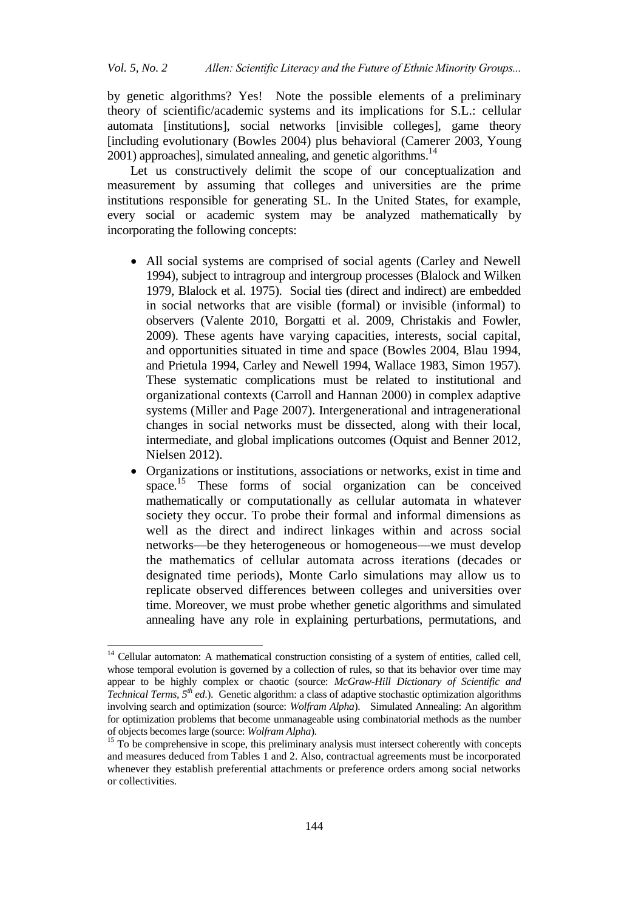by genetic algorithms? Yes! Note the possible elements of a preliminary theory of scientific/academic systems and its implications for S.L.: cellular automata [institutions], social networks [invisible colleges], game theory [including evolutionary (Bowles 2004) plus behavioral (Camerer 2003, Young 2001) approaches], simulated annealing, and genetic algorithms.[14]

Let us constructively delimit the scope of our conceptualization and measurement by assuming that colleges and universities are the prime institutions responsible for generating SL. In the United States, for example, every social or academic system may be analyzed mathematically by incorporating the following concepts:

- All social systems are comprised of social agents (Carley and Newell 1994), subject to intragroup and intergroup processes (Blalock and Wilken 1979, Blalock et al. 1975). Social ties (direct and indirect) are embedded in social networks that are visible (formal) or invisible (informal) to observers (Valente 2010, Borgatti et al. 2009, Christakis and Fowler, 2009). These agents have varying capacities, interests, social capital, and opportunities situated in time and space (Bowles 2004, Blau 1994, and Prietula 1994, Carley and Newell 1994, Wallace 1983, Simon 1957). These systematic complications must be related to institutional and organizational contexts (Carroll and Hannan 2000) in complex adaptive systems (Miller and Page 2007). Intergenerational and intragenerational changes in social networks must be dissected, along with their local, intermediate, and global implications outcomes (Oquist and Benner 2012, Nielsen 2012).
- Organizations or institutions, associations or networks, exist in time and space.[15] These forms of social organization can be conceived mathematically or computationally as cellular automata in whatever society they occur. To probe their formal and informal dimensions as well as the direct and indirect linkages within and across social networks—be they heterogeneous or homogeneous—we must develop the mathematics of cellular automata across iterations (decades or designated time periods), Monte Carlo simulations may allow us to replicate observed differences between colleges and universities over time. Moreover, we must probe whether genetic algorithms and simulated annealing have any role in explaining perturbations, permutations, and

---

[14] Cellular automaton: A mathematical construction consisting of a system of entities, called cell, whose temporal evolution is governed by a collection of rules, so that its behavior over time may appear to be highly complex or chaotic (source: *McGraw-Hill Dictionary of Scientific and Technical Terms, 5th ed.*). Genetic algorithm: a class of adaptive stochastic optimization algorithms involving search and optimization (source: *Wolfram Alpha*). Simulated Annealing: An algorithm for optimization problems that become unmanageable using combinatorial methods as the number of objects becomes large (source: *Wolfram Alpha*).

[15] To be comprehensive in scope, this preliminary analysis must intersect coherently with concepts and measures deduced from Tables 1 and 2. Also, contractual agreements must be incorporated whenever they establish preferential attachments or preference orders among social networks or collectivities.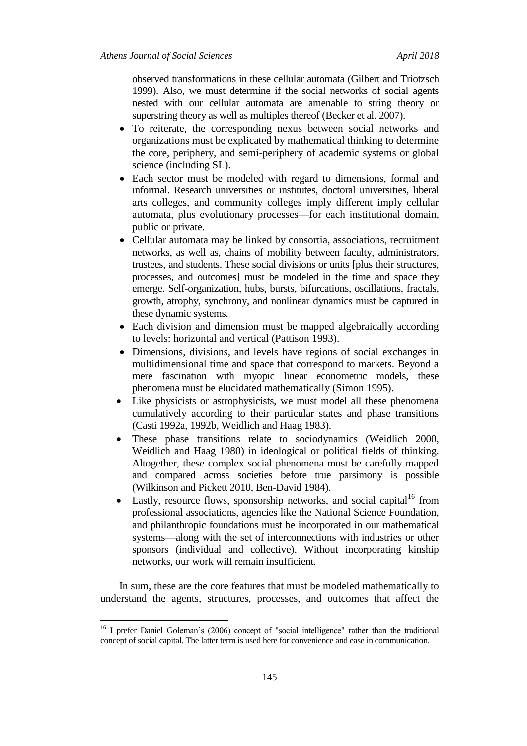observed transformations in these cellular automata (Gilbert and Triotzsch 1999). Also, we must determine if the social networks of social agents nested with our cellular automata are amenable to string theory or superstring theory as well as multiples thereof (Becker et al. 2007).

- To reiterate, the corresponding nexus between social networks and organizations must be explicated by mathematical thinking to determine the core, periphery, and semi-periphery of academic systems or global science (including SL).
- Each sector must be modeled with regard to dimensions, formal and informal. Research universities or institutes, doctoral universities, liberal arts colleges, and community colleges imply different imply cellular automata, plus evolutionary processes—for each institutional domain, public or private.
- Cellular automata may be linked by consortia, associations, recruitment networks, as well as, chains of mobility between faculty, administrators, trustees, and students. These social divisions or units [plus their structures, processes, and outcomes] must be modeled in the time and space they emerge. Self-organization, hubs, bursts, bifurcations, oscillations, fractals, growth, atrophy, synchrony, and nonlinear dynamics must be captured in these dynamic systems.
- Each division and dimension must be mapped algebraically according to levels: horizontal and vertical (Pattison 1993).
- Dimensions, divisions, and levels have regions of social exchanges in multidimensional time and space that correspond to markets. Beyond a mere fascination with myopic linear econometric models, these phenomena must be elucidated mathematically (Simon 1995).
- Like physicists or astrophysicists, we must model all these phenomena cumulatively according to their particular states and phase transitions (Casti 1992a, 1992b, Weidlich and Haag 1983).
- These phase transitions relate to sociodynamics (Weidlich 2000, Weidlich and Haag 1980) in ideological or political fields of thinking. Altogether, these complex social phenomena must be carefully mapped and compared across societies before true parsimony is possible (Wilkinson and Pickett 2010, Ben-David 1984).
- Lastly, resource flows, sponsorship networks, and social capital[16] from professional associations, agencies like the National Science Foundation, and philanthropic foundations must be incorporated in our mathematical systems—along with the set of interconnections with industries or other sponsors (individual and collective). Without incorporating kinship networks, our work will remain insufficient.

In sum, these are the core features that must be modeled mathematically to understand the agents, structures, processes, and outcomes that affect the

[16] I prefer Daniel Goleman's (2006) concept of "social intelligence" rather than the traditional concept of social capital. The latter term is used here for convenience and ease in communication.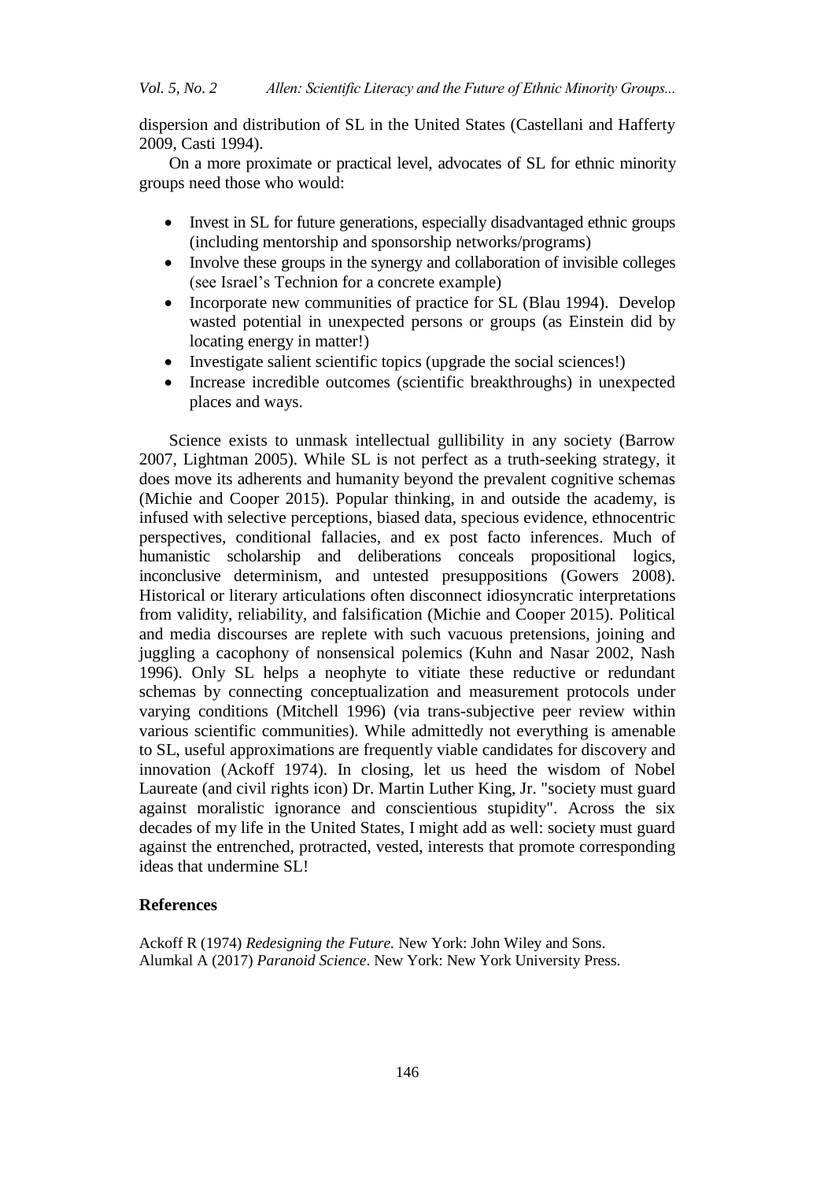dispersion and distribution of SL in the United States (Castellani and Hafferty 2009, Casti 1994).

On a more proximate or practical level, advocates of SL for ethnic minority groups need those who would:

- Invest in SL for future generations, especially disadvantaged ethnic groups (including mentorship and sponsorship networks/programs)
- Involve these groups in the synergy and collaboration of invisible colleges (see Israel's Technion for a concrete example)
- Incorporate new communities of practice for SL (Blau 1994). Develop wasted potential in unexpected persons or groups (as Einstein did by locating energy in matter!)
- Investigate salient scientific topics (upgrade the social sciences!)
- Increase incredible outcomes (scientific breakthroughs) in unexpected places and ways.

Science exists to unmask intellectual gullibility in any society (Barrow 2007, Lightman 2005). While SL is not perfect as a truth-seeking strategy, it does move its adherents and humanity beyond the prevalent cognitive schemas (Michie and Cooper 2015). Popular thinking, in and outside the academy, is infused with selective perceptions, biased data, specious evidence, ethnocentric perspectives, conditional fallacies, and ex post facto inferences. Much of humanistic scholarship and deliberations conceals propositional logics, inconclusive determinism, and untested presuppositions (Gowers 2008). Historical or literary articulations often disconnect idiosyncratic interpretations from validity, reliability, and falsification (Michie and Cooper 2015). Political and media discourses are replete with such vacuous pretensions, joining and juggling a cacophony of nonsensical polemics (Kuhn and Nasar 2002, Nash 1996). Only SL helps a neophyte to vitiate these reductive or redundant schemas by connecting conceptualization and measurement protocols under varying conditions (Mitchell 1996) (via trans-subjective peer review within various scientific communities). While admittedly not everything is amenable to SL, useful approximations are frequently viable candidates for discovery and innovation (Ackoff 1974). In closing, let us heed the wisdom of Nobel Laureate (and civil rights icon) Dr. Martin Luther King, Jr. "society must guard against moralistic ignorance and conscientious stupidity". Across the six decades of my life in the United States, I might add as well: society must guard against the entrenched, protracted, vested, interests that promote corresponding ideas that undermine SL!

## References

Ackoff R (1974) *Redesigning the Future.* New York: John Wiley and Sons.

Alumkal A (2017) *Paranoid Science*. New York: New York University Press.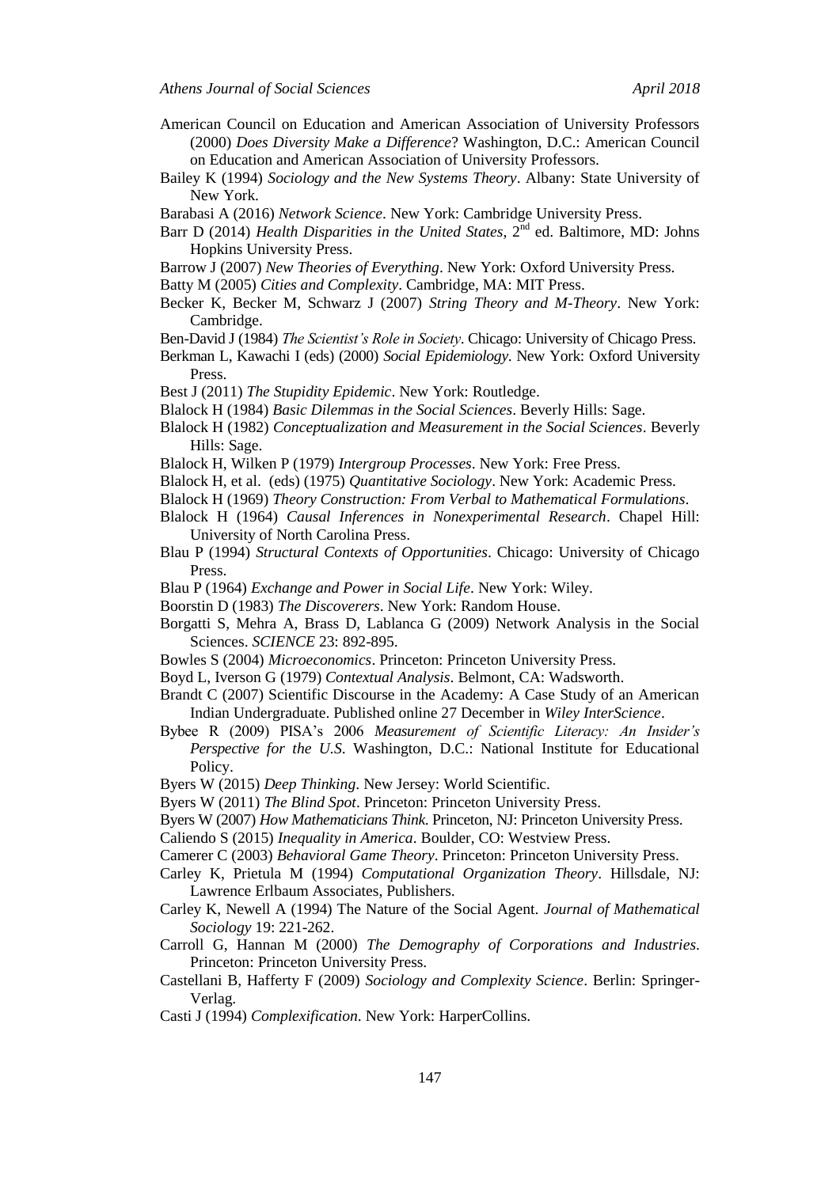American Council on Education and American Association of University Professors (2000) *Does Diversity Make a Difference*? Washington, D.C.: American Council on Education and American Association of University Professors.

Bailey K (1994) *Sociology and the New Systems Theory*. Albany: State University of New York.

Barabasi A (2016) *Network Science*. New York: Cambridge University Press.

Barr D (2014) *Health Disparities in the United States*, 2nd ed. Baltimore, MD: Johns Hopkins University Press.

Barrow J (2007) *New Theories of Everything*. New York: Oxford University Press.

Batty M (2005) *Cities and Complexity*. Cambridge, MA: MIT Press.

Becker K, Becker M, Schwarz J (2007) *String Theory and M-Theory*. New York: Cambridge.

Ben-David J (1984) *The Scientist's Role in Society*. Chicago: University of Chicago Press.

Berkman L, Kawachi I (eds) (2000) *Social Epidemiology*. New York: Oxford University Press.

Best J (2011) *The Stupidity Epidemic*. New York: Routledge.

Blalock H (1984) *Basic Dilemmas in the Social Sciences*. Beverly Hills: Sage.

Blalock H (1982) *Conceptualization and Measurement in the Social Sciences*. Beverly Hills: Sage.

Blalock H, Wilken P (1979) *Intergroup Processes*. New York: Free Press.

Blalock H, et al. (eds) (1975) *Quantitative Sociology*. New York: Academic Press.

Blalock H (1969) *Theory Construction: From Verbal to Mathematical Formulations*.

Blalock H (1964) *Causal Inferences in Nonexperimental Research*. Chapel Hill: University of North Carolina Press.

Blau P (1994) *Structural Contexts of Opportunities*. Chicago: University of Chicago Press.

Blau P (1964) *Exchange and Power in Social Life*. New York: Wiley.

Boorstin D (1983) *The Discoverers*. New York: Random House.

Borgatti S, Mehra A, Brass D, Lablanca G (2009) Network Analysis in the Social Sciences. *SCIENCE* 23: 892-895.

Bowles S (2004) *Microeconomics*. Princeton: Princeton University Press.

Boyd L, Iverson G (1979) *Contextual Analysis*. Belmont, CA: Wadsworth.

Brandt C (2007) Scientific Discourse in the Academy: A Case Study of an American Indian Undergraduate. Published online 27 December in *Wiley InterScience*.

Bybee R (2009) PISA's 2006 *Measurement of Scientific Literacy: An Insider's Perspective for the U.S*. Washington, D.C.: National Institute for Educational Policy.

Byers W (2015) *Deep Thinking*. New Jersey: World Scientific.

Byers W (2011) *The Blind Spot*. Princeton: Princeton University Press.

Byers W (2007) *How Mathematicians Think*. Princeton, NJ: Princeton University Press.

Caliendo S (2015) *Inequality in America*. Boulder, CO: Westview Press.

Camerer C (2003) *Behavioral Game Theory*. Princeton: Princeton University Press.

Carley K, Prietula M (1994) *Computational Organization Theory*. Hillsdale, NJ: Lawrence Erlbaum Associates, Publishers.

Carley K, Newell A (1994) The Nature of the Social Agent. *Journal of Mathematical Sociology* 19: 221-262.

Carroll G, Hannan M (2000) *The Demography of Corporations and Industries*. Princeton: Princeton University Press.

Castellani B, Hafferty F (2009) *Sociology and Complexity Science*. Berlin: Springer-Verlag.

Casti J (1994) *Complexification*. New York: HarperCollins.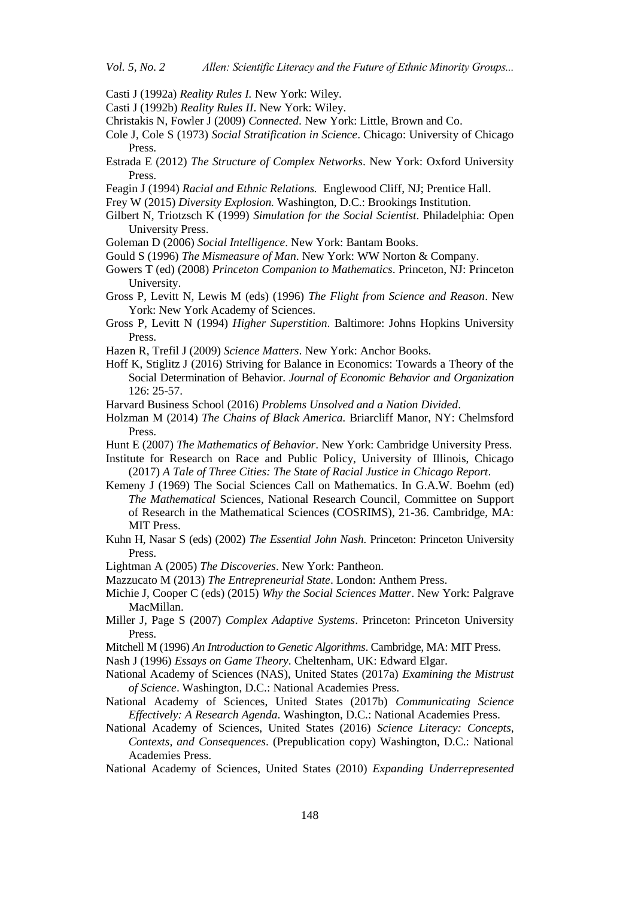Casti J (1992a) *Reality Rules I.* New York: Wiley.

Casti J (1992b) *Reality Rules II*. New York: Wiley.

Christakis N, Fowler J (2009) *Connected*. New York: Little, Brown and Co.

Cole J, Cole S (1973) *Social Stratification in Science*. Chicago: University of Chicago Press.

Estrada E (2012) *The Structure of Complex Networks*. New York: Oxford University Press.

Feagin J (1994) *Racial and Ethnic Relations.* Englewood Cliff, NJ; Prentice Hall.

Frey W (2015) *Diversity Explosion.* Washington, D.C.: Brookings Institution.

Gilbert N, Triotzsch K (1999) *Simulation for the Social Scientist*. Philadelphia: Open University Press.

Goleman D (2006) *Social Intelligence*. New York: Bantam Books.

Gould S (1996) *The Mismeasure of Man*. New York: WW Norton & Company.

Gowers T (ed) (2008) *Princeton Companion to Mathematics*. Princeton, NJ: Princeton University.

Gross P, Levitt N, Lewis M (eds) (1996) *The Flight from Science and Reason*. New York: New York Academy of Sciences.

Gross P, Levitt N (1994) *Higher Superstition*. Baltimore: Johns Hopkins University Press.

Hazen R, Trefil J (2009) *Science Matters*. New York: Anchor Books.

Hoff K, Stiglitz J (2016) Striving for Balance in Economics: Towards a Theory of the Social Determination of Behavior. *Journal of Economic Behavior and Organization* 126: 25-57.

Harvard Business School (2016) *Problems Unsolved and a Nation Divided*.

Holzman M (2014) *The Chains of Black America.* Briarcliff Manor, NY: Chelmsford Press.

Hunt E (2007) *The Mathematics of Behavior*. New York: Cambridge University Press.

Institute for Research on Race and Public Policy, University of Illinois, Chicago (2017) *A Tale of Three Cities: The State of Racial Justice in Chicago Report*.

Kemeny J (1969) The Social Sciences Call on Mathematics. In G.A.W. Boehm (ed) *The Mathematical* Sciences, National Research Council, Committee on Support of Research in the Mathematical Sciences (COSRIMS), 21-36. Cambridge, MA: MIT Press.

Kuhn H, Nasar S (eds) (2002) *The Essential John Nash*. Princeton: Princeton University Press.

Lightman A (2005) *The Discoveries*. New York: Pantheon.

Mazzucato M (2013) *The Entrepreneurial State*. London: Anthem Press.

Michie J, Cooper C (eds) (2015) *Why the Social Sciences Matter*. New York: Palgrave MacMillan.

Miller J, Page S (2007) *Complex Adaptive Systems*. Princeton: Princeton University Press.

Mitchell M (1996) *An Introduction to Genetic Algorithms*. Cambridge, MA: MIT Press.

Nash J (1996) *Essays on Game Theory*. Cheltenham, UK: Edward Elgar.

National Academy of Sciences (NAS), United States (2017a) *Examining the Mistrust of Science*. Washington, D.C.: National Academies Press.

National Academy of Sciences, United States (2017b) *Communicating Science Effectively: A Research Agenda*. Washington, D.C.: National Academies Press.

National Academy of Sciences, United States (2016) *Science Literacy: Concepts, Contexts, and Consequences*. (Prepublication copy) Washington, D.C.: National Academies Press.

National Academy of Sciences, United States (2010) *Expanding Underrepresented*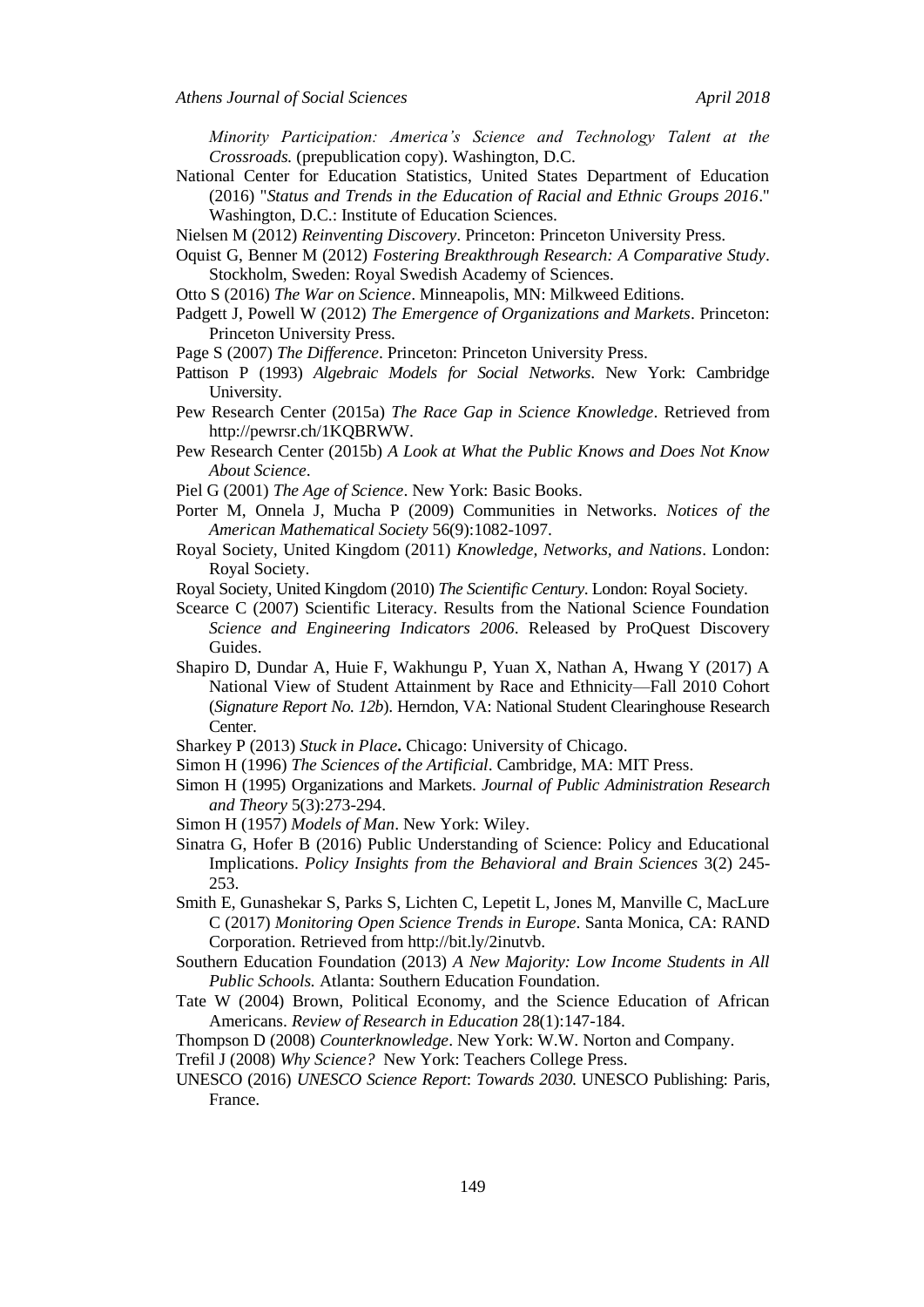*Minority Participation: America's Science and Technology Talent at the Crossroads.* (prepublication copy). Washington, D.C.

National Center for Education Statistics, United States Department of Education (2016) "*Status and Trends in the Education of Racial and Ethnic Groups 2016*." Washington, D.C.: Institute of Education Sciences.

Nielsen M (2012) *Reinventing Discovery*. Princeton: Princeton University Press.

Oquist G, Benner M (2012) *Fostering Breakthrough Research: A Comparative Study*. Stockholm, Sweden: Royal Swedish Academy of Sciences.

Otto S (2016) *The War on Science*. Minneapolis, MN: Milkweed Editions.

Padgett J, Powell W (2012) *The Emergence of Organizations and Markets*. Princeton: Princeton University Press.

Page S (2007) *The Difference*. Princeton: Princeton University Press.

Pattison P (1993) *Algebraic Models for Social Networks*. New York: Cambridge University.

Pew Research Center (2015a) *The Race Gap in Science Knowledge*. Retrieved from http://pewrsr.ch/1KQBRWW.

Pew Research Center (2015b) *A Look at What the Public Knows and Does Not Know About Science*.

Piel G (2001) *The Age of Science*. New York: Basic Books.

Porter M, Onnela J, Mucha P (2009) Communities in Networks. *Notices of the American Mathematical Society* 56(9):1082-1097.

Royal Society, United Kingdom (2011) *Knowledge, Networks, and Nations*. London: Royal Society.

Royal Society, United Kingdom (2010) *The Scientific Century*. London: Royal Society.

Scearce C (2007) Scientific Literacy. Results from the National Science Foundation *Science and Engineering Indicators 2006*. Released by ProQuest Discovery Guides.

Shapiro D, Dundar A, Huie F, Wakhungu P, Yuan X, Nathan A, Hwang Y (2017) A National View of Student Attainment by Race and Ethnicity—Fall 2010 Cohort (*Signature Report No. 12b*). Herndon, VA: National Student Clearinghouse Research Center.

Sharkey P (2013) *Stuck in Place***.** Chicago: University of Chicago.

Simon H (1996) *The Sciences of the Artificial*. Cambridge, MA: MIT Press.

Simon H (1995) Organizations and Markets. *Journal of Public Administration Research and Theory* 5(3):273-294.

Simon H (1957) *Models of Man*. New York: Wiley.

Sinatra G, Hofer B (2016) Public Understanding of Science: Policy and Educational Implications. *Policy Insights from the Behavioral and Brain Sciences* 3(2) 245-253.

Smith E, Gunashekar S, Parks S, Lichten C, Lepetit L, Jones M, Manville C, MacLure C (2017) *Monitoring Open Science Trends in Europe*. Santa Monica, CA: RAND Corporation. Retrieved from http://bit.ly/2inutvb.

Southern Education Foundation (2013) *A New Majority: Low Income Students in All Public Schools.* Atlanta: Southern Education Foundation.

Tate W (2004) Brown, Political Economy, and the Science Education of African Americans. *Review of Research in Education* 28(1):147-184.

Thompson D (2008) *Counterknowledge*. New York: W.W. Norton and Company.

Trefil J (2008) *Why Science?* New York: Teachers College Press.

UNESCO (2016) *UNESCO Science Report*: *Towards 2030.* UNESCO Publishing: Paris, France.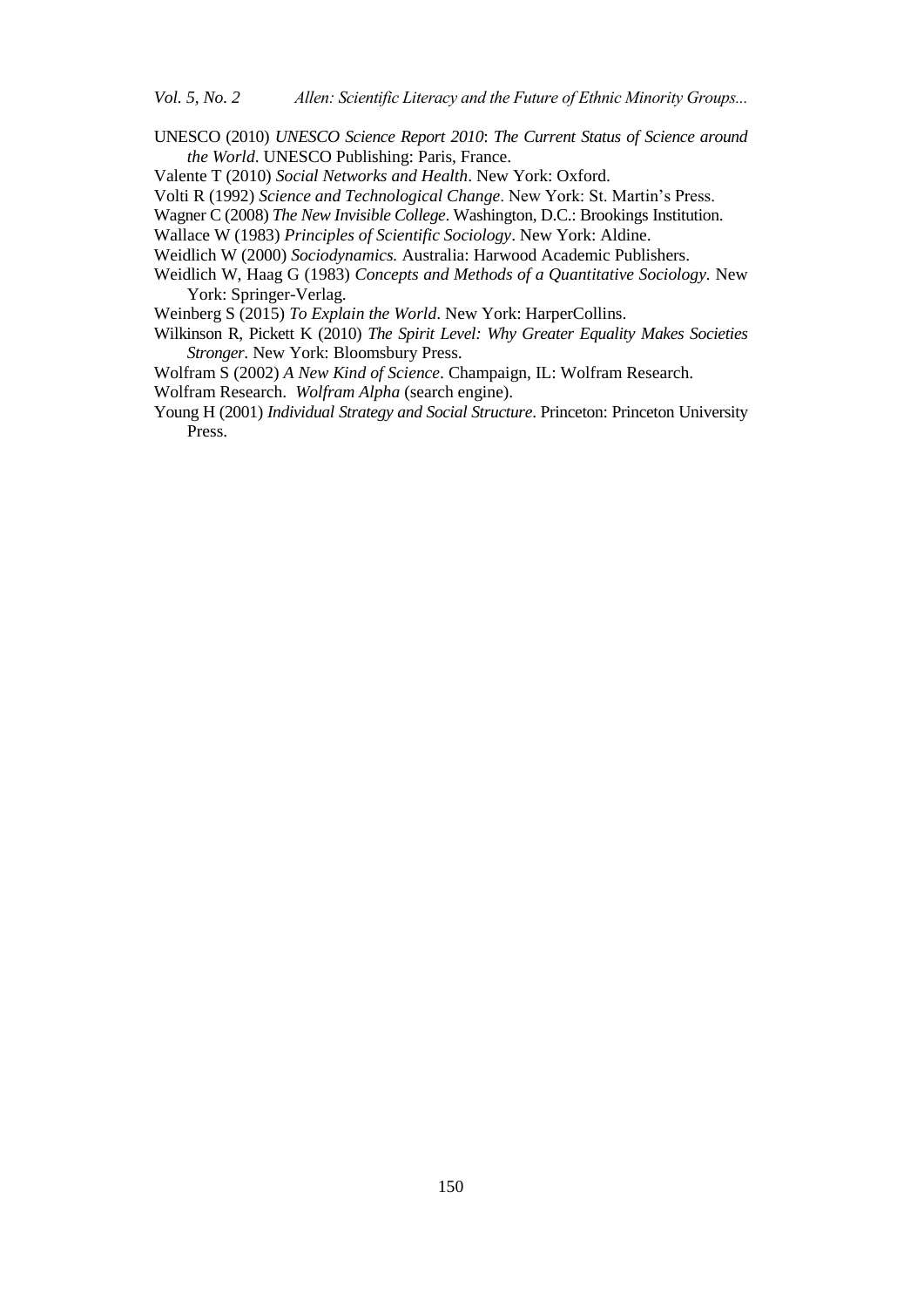UNESCO (2010) *UNESCO Science Report 2010*: *The Current Status of Science around the World*. UNESCO Publishing: Paris, France.

Valente T (2010) *Social Networks and Health*. New York: Oxford.

Volti R (1992) *Science and Technological Change*. New York: St. Martin's Press.

Wagner C (2008) *The New Invisible College*. Washington, D.C.: Brookings Institution.

Wallace W (1983) *Principles of Scientific Sociology*. New York: Aldine.

Weidlich W (2000) *Sociodynamics.* Australia: Harwood Academic Publishers.

Weidlich W, Haag G (1983) *Concepts and Methods of a Quantitative Sociology.* New York: Springer-Verlag.

Weinberg S (2015) *To Explain the World*. New York: HarperCollins.

Wilkinson R, Pickett K (2010) *The Spirit Level: Why Greater Equality Makes Societies Stronger.* New York: Bloomsbury Press.

Wolfram S (2002) *A New Kind of Science*. Champaign, IL: Wolfram Research.

Wolfram Research. *Wolfram Alpha* (search engine).

Young H (2001) *Individual Strategy and Social Structure*. Princeton: Princeton University Press.